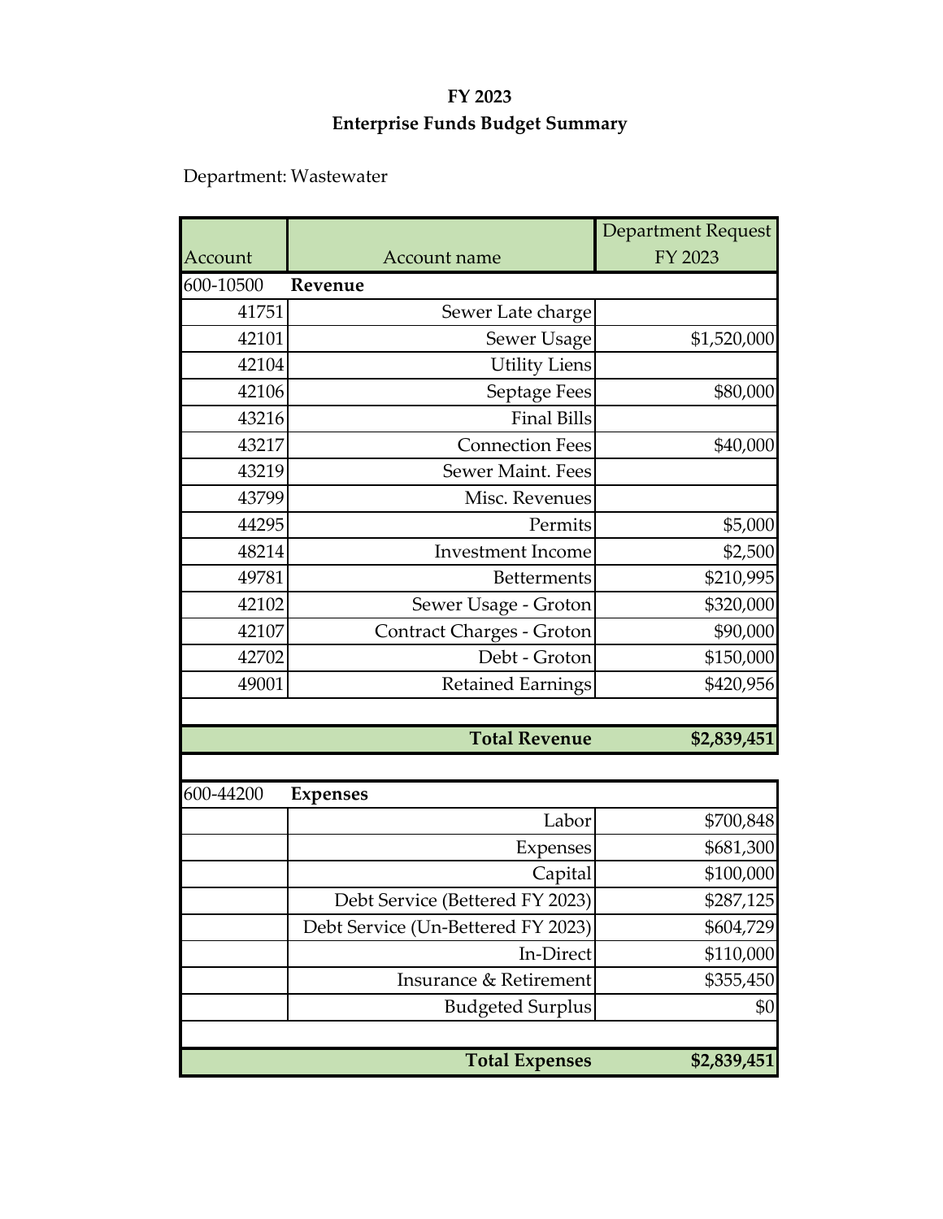**FY 2023**

**Enterprise Funds Budget Summary**

Department: Wastewater

| Account | Account name | Department Request FY 2023 |
|---|---|---|
| 600-10500 | **Revenue** | |
| 41751 | Sewer Late charge | |
| 42101 | Sewer Usage | $1,520,000 |
| 42104 | Utility Liens | |
| 42106 | Septage Fees | $80,000 |
| 43216 | Final Bills | |
| 43217 | Connection Fees | $40,000 |
| 43219 | Sewer Maint. Fees | |
| 43799 | Misc. Revenues | |
| 44295 | Permits | $5,000 |
| 48214 | Investment Income | $2,500 |
| 49781 | Betterments | $210,995 |
| 42102 | Sewer Usage - Groton | $320,000 |
| 42107 | Contract Charges - Groton | $90,000 |
| 42702 | Debt - Groton | $150,000 |
| 49001 | Retained Earnings | $420,956 |
| | | |
| | **Total Revenue** | **$2,839,451** |

| Account | Account name | Department Request FY 2023 |
|---|---|---|
| 600-44200 | **Expenses** | |
| | Labor | $700,848 |
| | Expenses | $681,300 |
| | Capital | $100,000 |
| | Debt Service (Bettered FY 2023) | $287,125 |
| | Debt Service (Un-Bettered FY 2023) | $604,729 |
| | In-Direct | $110,000 |
| | Insurance & Retirement | $355,450 |
| | Budgeted Surplus | $0 |
| | | |
| | **Total Expenses** | **$2,839,451** |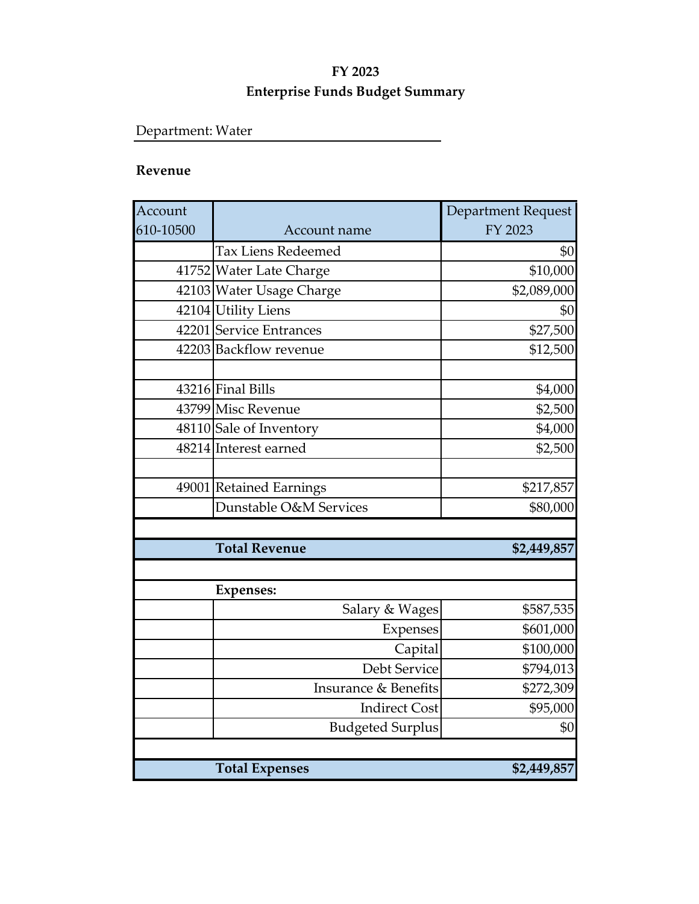**FY 2023**

**Enterprise Funds Budget Summary**

Department: Water

**Revenue**

| Account 610-10500 | Account name | Department Request FY 2023 |
|---|---|---|
| | Tax Liens Redeemed | $0 |
| 41752 | Water Late Charge | $10,000 |
| 42103 | Water Usage Charge | $2,089,000 |
| 42104 | Utility Liens | $0 |
| 42201 | Service Entrances | $27,500 |
| 42203 | Backflow revenue | $12,500 |
| | | |
| 43216 | Final Bills | $4,000 |
| 43799 | Misc Revenue | $2,500 |
| 48110 | Sale of Inventory | $4,000 |
| 48214 | Interest earned | $2,500 |
| | | |
| 49001 | Retained Earnings | $217,857 |
| | Dunstable O&M Services | $80,000 |
| | | |
| | **Total Revenue** | **$2,449,857** |
| | | |
| | **Expenses:** | |
| | Salary & Wages | $587,535 |
| | Expenses | $601,000 |
| | Capital | $100,000 |
| | Debt Service | $794,013 |
| | Insurance & Benefits | $272,309 |
| | Indirect Cost | $95,000 |
| | Budgeted Surplus | $0 |
| | | |
| | **Total Expenses** | **$2,449,857** |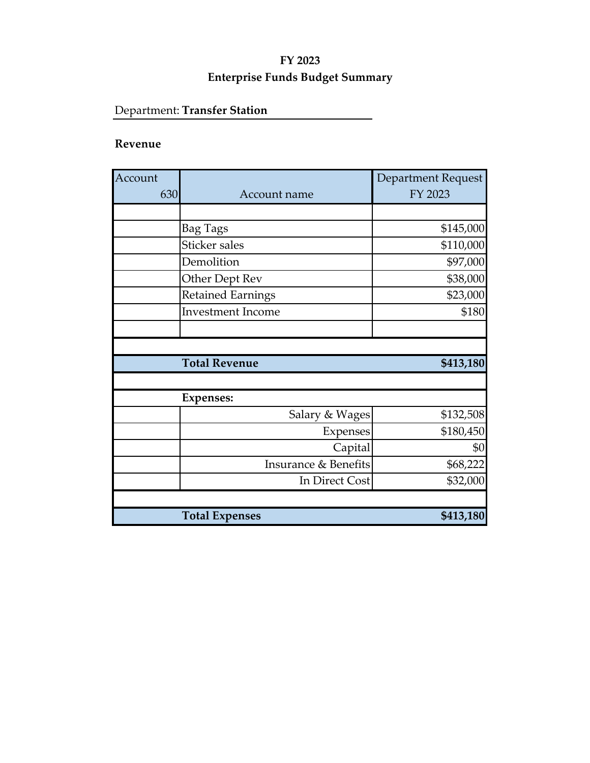**FY 2023**

**Enterprise Funds Budget Summary**

Department: **Transfer Station**

**Revenue**

| Account 630 | Account name | Department Request FY 2023 |
|---|---|---|
| | | |
| | Bag Tags | $145,000 |
| | Sticker sales | $110,000 |
| | Demolition | $97,000 |
| | Other Dept Rev | $38,000 |
| | Retained Earnings | $23,000 |
| | Investment Income | $180 |
| | | |
| | | |
| | **Total Revenue** | **$413,180** |
| | | |
| | **Expenses:** | |
| | Salary & Wages | $132,508 |
| | Expenses | $180,450 |
| | Capital | $0 |
| | Insurance & Benefits | $68,222 |
| | In Direct Cost | $32,000 |
| | | |
| | **Total Expenses** | **$413,180** |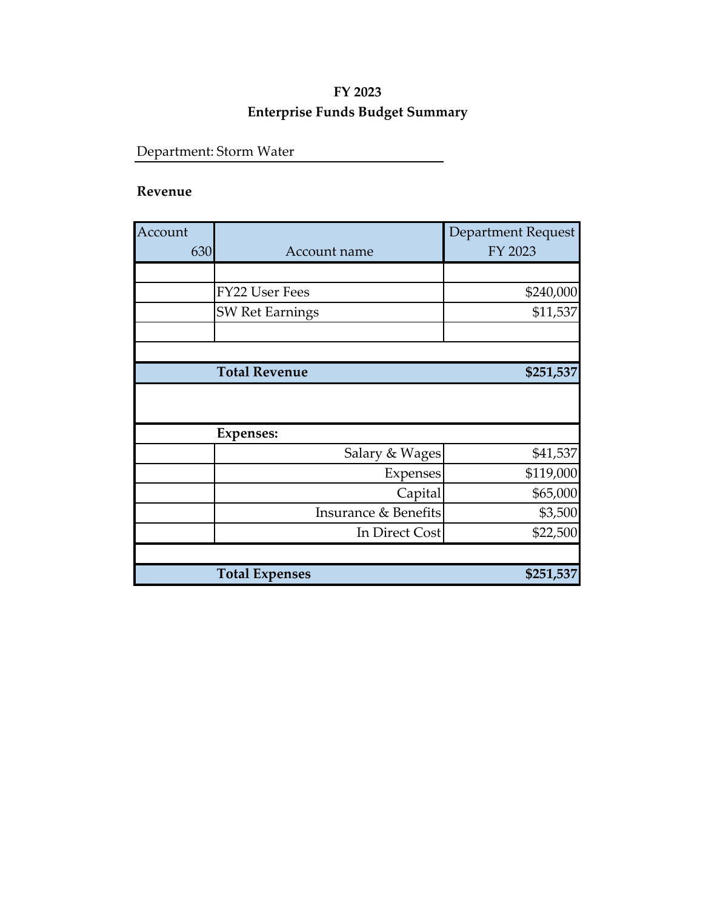**FY 2023**

**Enterprise Funds Budget Summary**

Department: Storm Water

**Revenue**

| Account 630 | Account name | Department Request FY 2023 |
|---|---|---|
| | | |
| | FY22 User Fees | $240,000 |
| | SW Ret Earnings | $11,537 |
| | | |
| | | |
| | **Total Revenue** | **$251,537** |
| | | |
| | **Expenses:** | |
| | Salary & Wages | $41,537 |
| | Expenses | $119,000 |
| | Capital | $65,000 |
| | Insurance & Benefits | $3,500 |
| | In Direct Cost | $22,500 |
| | | |
| | **Total Expenses** | **$251,537** |